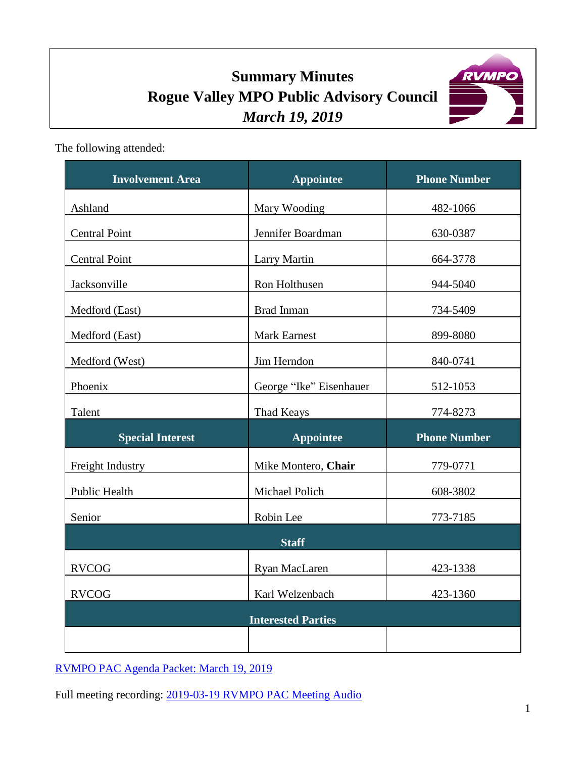# Summary Minutes
# Rogue Valley MPO Public Advisory Council
## *March 19, 2019*

The following attended:

| Involvement Area | Appointee | Phone Number |
|---|---|---|
| Ashland | Mary Wooding | 482-1066 |
| Central Point | Jennifer Boardman | 630-0387 |
| Central Point | Larry Martin | 664-3778 |
| Jacksonville | Ron Holthusen | 944-5040 |
| Medford (East) | Brad Inman | 734-5409 |
| Medford (East) | Mark Earnest | 899-8080 |
| Medford (West) | Jim Herndon | 840-0741 |
| Phoenix | George "Ike" Eisenhauer | 512-1053 |
| Talent | Thad Keays | 774-8273 |
| **Special Interest** | **Appointee** | **Phone Number** |
| Freight Industry | Mike Montero, **Chair** | 779-0771 |
| Public Health | Michael Polich | 608-3802 |
| Senior | Robin Lee | 773-7185 |
| **Staff** | | |
| RVCOG | Ryan MacLaren | 423-1338 |
| RVCOG | Karl Welzenbach | 423-1360 |
| **Interested Parties** | | |
| | | |

RVMPO PAC Agenda Packet: March 19, 2019

Full meeting recording: 2019-03-19 RVMPO PAC Meeting Audio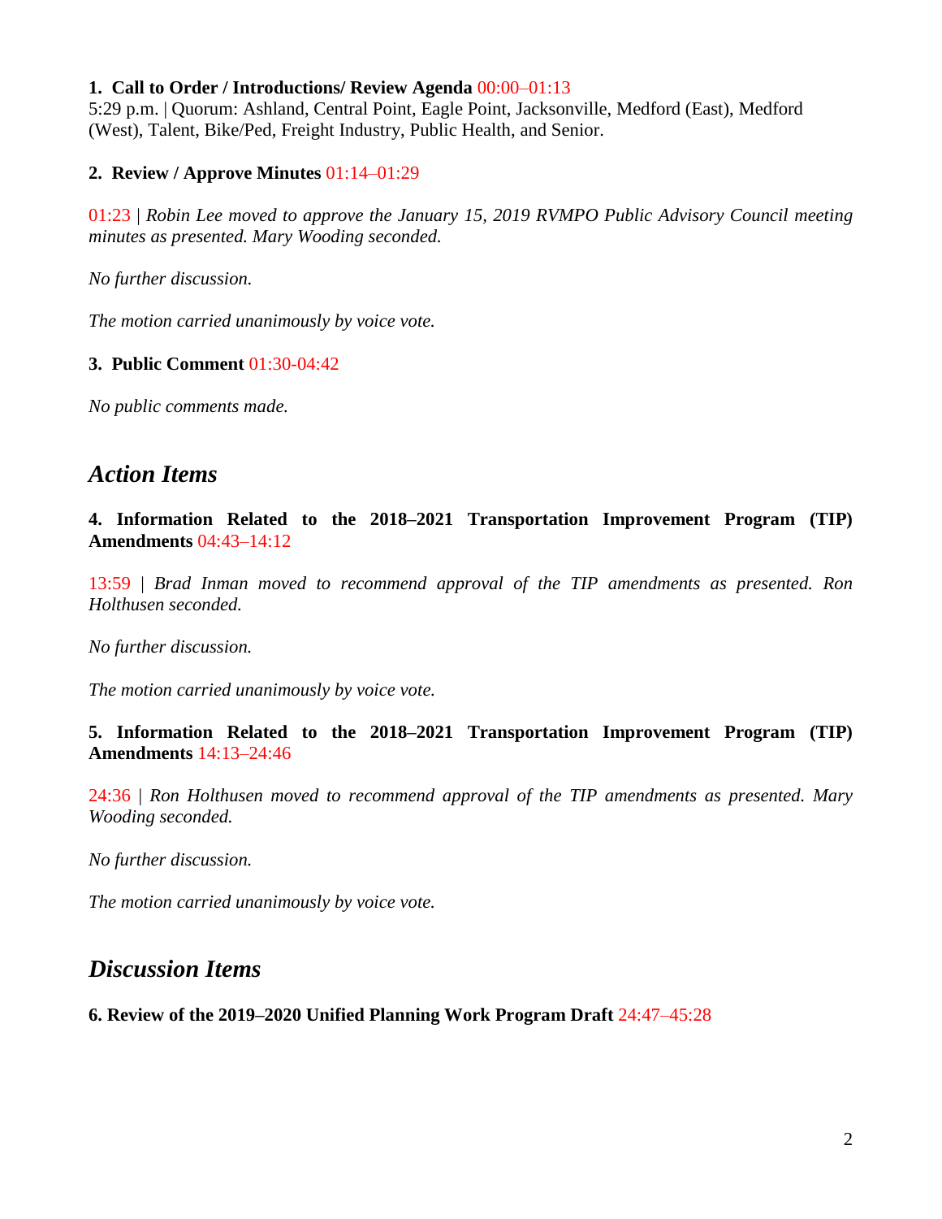**1. Call to Order / Introductions/ Review Agenda** 00:00–01:13
5:29 p.m. | Quorum: Ashland, Central Point, Eagle Point, Jacksonville, Medford (East), Medford (West), Talent, Bike/Ped, Freight Industry, Public Health, and Senior.

**2. Review / Approve Minutes** 01:14–01:29

01:23 | *Robin Lee moved to approve the January 15, 2019 RVMPO Public Advisory Council meeting minutes as presented. Mary Wooding seconded.*

*No further discussion.*

*The motion carried unanimously by voice vote.*

**3. Public Comment** 01:30-04:42

*No public comments made.*

## *Action Items*

**4. Information Related to the 2018–2021 Transportation Improvement Program (TIP) Amendments** 04:43–14:12

13:59 | *Brad Inman moved to recommend approval of the TIP amendments as presented. Ron Holthusen seconded.*

*No further discussion.*

*The motion carried unanimously by voice vote.*

**5. Information Related to the 2018–2021 Transportation Improvement Program (TIP) Amendments** 14:13–24:46

24:36 | *Ron Holthusen moved to recommend approval of the TIP amendments as presented. Mary Wooding seconded.*

*No further discussion.*

*The motion carried unanimously by voice vote.*

## *Discussion Items*

**6. Review of the 2019–2020 Unified Planning Work Program Draft** 24:47–45:28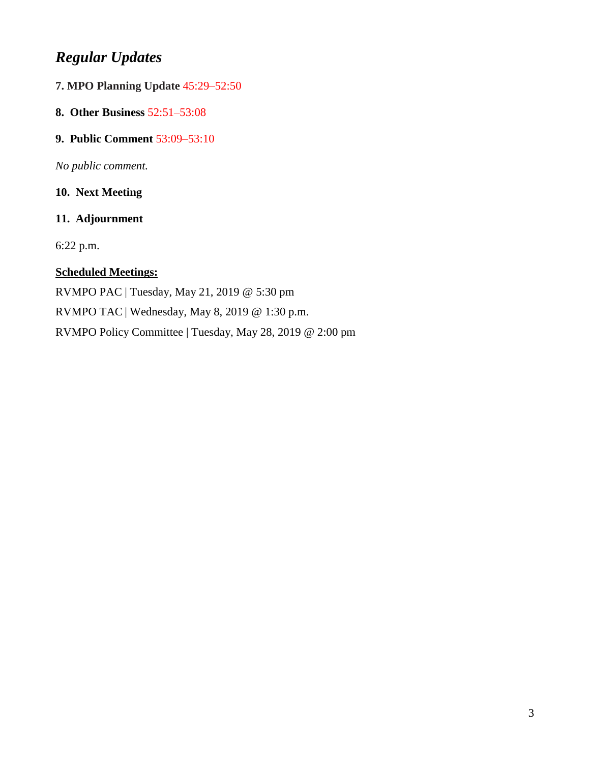## *Regular Updates*

**7. MPO Planning Update** 45:29–52:50

**8. Other Business** 52:51–53:08

**9. Public Comment** 53:09–53:10

*No public comment.*

**10. Next Meeting**

**11. Adjournment**

6:22 p.m.

**Scheduled Meetings:**

RVMPO PAC | Tuesday, May 21, 2019 @ 5:30 pm

RVMPO TAC | Wednesday, May 8, 2019 @ 1:30 p.m.

RVMPO Policy Committee | Tuesday, May 28, 2019 @ 2:00 pm